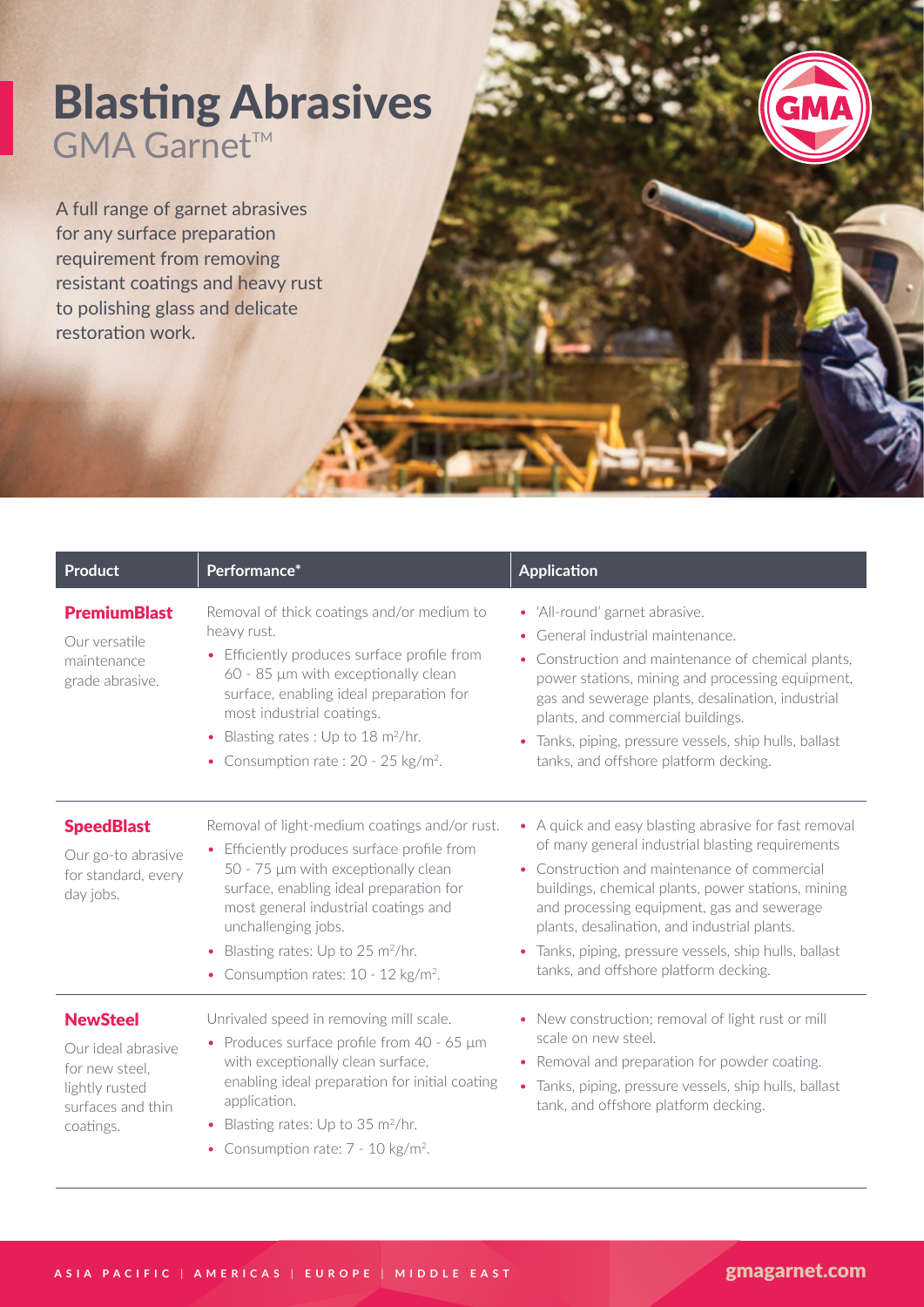# Blasting Abrasives

## GMA Garnet™

A full range of garnet abrasives for any surface preparation requirement from removing resistant coatings and heavy rust to polishing glass and delicate restoration work.

| Product | Performance* | Application |
|---|---|---|
| **PremiumBlast**<br>Our versatile maintenance grade abrasive. | Removal of thick coatings and/or medium to heavy rust.<br>• Efficiently produces surface profile from 60 - 85 µm with exceptionally clean surface, enabling ideal preparation for most industrial coatings.<br>• Blasting rates : Up to 18 $m^2$/hr.<br>• Consumption rate : 20 - 25 kg/$m^2$. | • 'All-round' garnet abrasive.<br>• General industrial maintenance.<br>• Construction and maintenance of chemical plants, power stations, mining and processing equipment, gas and sewerage plants, desalination, industrial plants, and commercial buildings.<br>• Tanks, piping, pressure vessels, ship hulls, ballast tanks, and offshore platform decking. |
| **SpeedBlast**<br>Our go-to abrasive for standard, every day jobs. | Removal of light-medium coatings and/or rust.<br>• Efficiently produces surface profile from 50 - 75 µm with exceptionally clean surface, enabling ideal preparation for most general industrial coatings and unchallenging jobs.<br>• Blasting rates: Up to 25 $m^2$/hr.<br>• Consumption rates: 10 - 12 kg/$m^2$. | • A quick and easy blasting abrasive for fast removal of many general industrial blasting requirements<br>• Construction and maintenance of commercial buildings, chemical plants, power stations, mining and processing equipment, gas and sewerage plants, desalination, and industrial plants.<br>• Tanks, piping, pressure vessels, ship hulls, ballast tanks, and offshore platform decking. |
| **NewSteel**<br>Our ideal abrasive for new steel, lightly rusted surfaces and thin coatings. | Unrivaled speed in removing mill scale.<br>• Produces surface profile from 40 - 65 µm with exceptionally clean surface, enabling ideal preparation for initial coating application.<br>• Blasting rates: Up to 35 $m^2$/hr.<br>• Consumption rate: 7 - 10 kg/$m^2$. | • New construction; removal of light rust or mill scale on new steel.<br>• Removal and preparation for powder coating.<br>• Tanks, piping, pressure vessels, ship hulls, ballast tank, and offshore platform decking. |

ASIA PACIFIC | AMERICAS | EUROPE | MIDDLE EAST

gmagarnet.com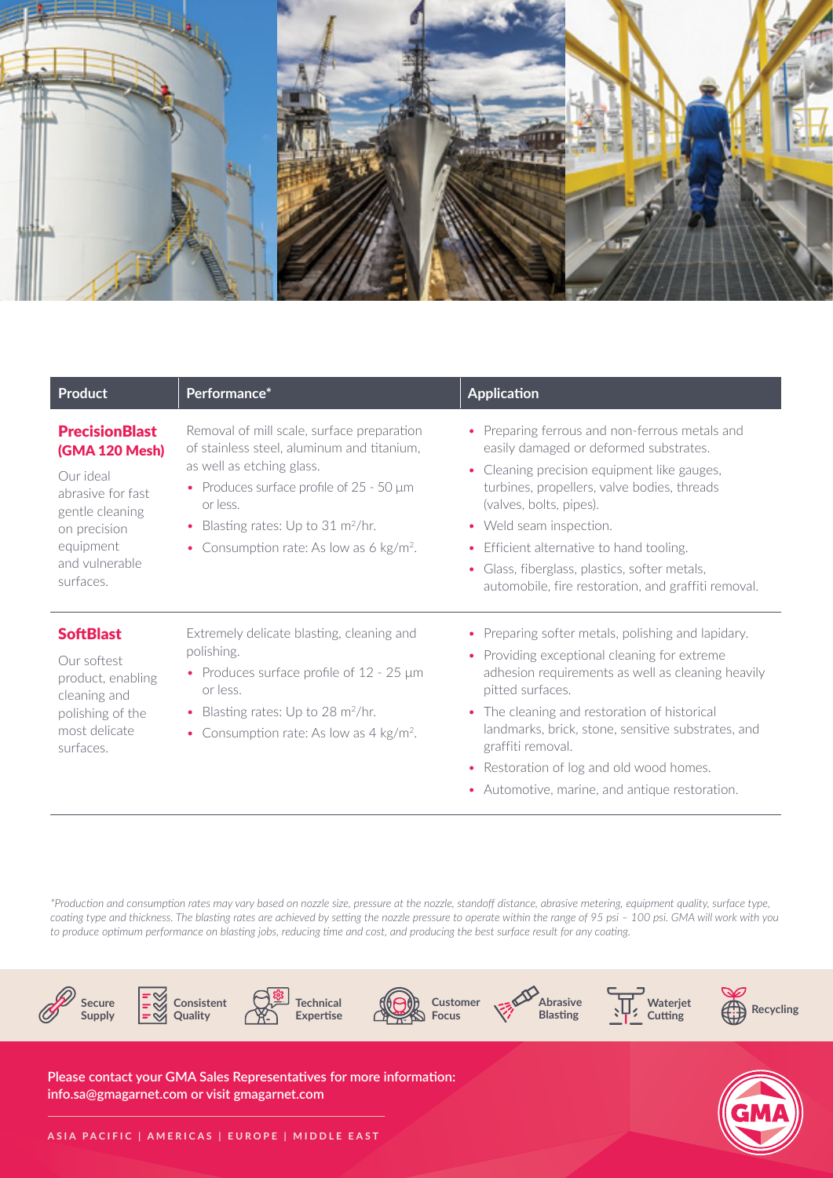| Product | Performance* | Application |
|---|---|---|
| **PrecisionBlast (GMA 120 Mesh)**<br>Our ideal abrasive for fast gentle cleaning on precision equipment and vulnerable surfaces. | Removal of mill scale, surface preparation of stainless steel, aluminum and titanium, as well as etching glass.<br>• Produces surface profile of 25 - 50 µm or less.<br>• Blasting rates: Up to 31 $m^2$/hr.<br>• Consumption rate: As low as 6 kg/$m^2$. | • Preparing ferrous and non-ferrous metals and easily damaged or deformed substrates.<br>• Cleaning precision equipment like gauges, turbines, propellers, valve bodies, threads (valves, bolts, pipes).<br>• Weld seam inspection.<br>• Efficient alternative to hand tooling.<br>• Glass, fiberglass, plastics, softer metals, automobile, fire restoration, and graffiti removal. |
| **SoftBlast**<br>Our softest product, enabling cleaning and polishing of the most delicate surfaces. | Extremely delicate blasting, cleaning and polishing.<br>• Produces surface profile of 12 - 25 µm or less.<br>• Blasting rates: Up to 28 $m^2$/hr.<br>• Consumption rate: As low as 4 kg/$m^2$. | • Preparing softer metals, polishing and lapidary.<br>• Providing exceptional cleaning for extreme adhesion requirements as well as cleaning heavily pitted surfaces.<br>• The cleaning and restoration of historical landmarks, brick, stone, sensitive substrates, and graffiti removal.<br>• Restoration of log and old wood homes.<br>• Automotive, marine, and antique restoration. |

*\*Production and consumption rates may vary based on nozzle size, pressure at the nozzle, standoff distance, abrasive metering, equipment quality, surface type, coating type and thickness. The blasting rates are achieved by setting the nozzle pressure to operate within the range of 95 psi – 100 psi. GMA will work with you to produce optimum performance on blasting jobs, reducing time and cost, and producing the best surface result for any coating.*

Secure Supply | Consistent Quality | Technical Expertise | Customer Focus | Abrasive Blasting | Waterjet Cutting | Recycling

**Please contact your GMA Sales Representatives for more information: info.sa@gmagarnet.com or visit gmagarnet.com**

ASIA PACIFIC | AMERICAS | EUROPE | MIDDLE EAST